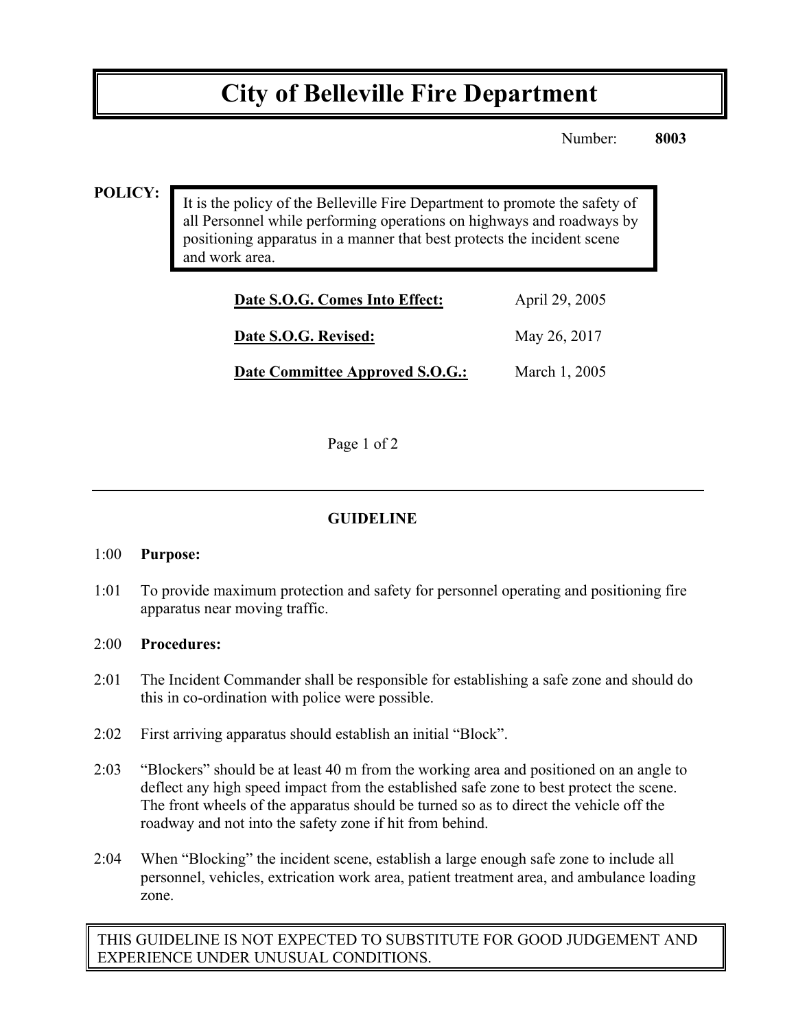# City of Belleville Fire Department

Number: **8003**

**POLICY:**

It is the policy of the Belleville Fire Department to promote the safety of all Personnel while performing operations on highways and roadways by positioning apparatus in a manner that best protects the incident scene and work area.

| | |
|---|---|
| **Date S.O.G. Comes Into Effect:** | April 29, 2005 |
| **Date S.O.G. Revised:** | May 26, 2017 |
| **Date Committee Approved S.O.G.:** | March 1, 2005 |

## GUIDELINE

1:00 **Purpose:**

1:01 To provide maximum protection and safety for personnel operating and positioning fire apparatus near moving traffic.

2:00 **Procedures:**

2:01 The Incident Commander shall be responsible for establishing a safe zone and should do this in co-ordination with police were possible.

2:02 First arriving apparatus should establish an initial "Block".

2:03 "Blockers" should be at least 40 m from the working area and positioned on an angle to deflect any high speed impact from the established safe zone to best protect the scene. The front wheels of the apparatus should be turned so as to direct the vehicle off the roadway and not into the safety zone if hit from behind.

2:04 When "Blocking" the incident scene, establish a large enough safe zone to include all personnel, vehicles, extrication work area, patient treatment area, and ambulance loading zone.

THIS GUIDELINE IS NOT EXPECTED TO SUBSTITUTE FOR GOOD JUDGEMENT AND EXPERIENCE UNDER UNUSUAL CONDITIONS.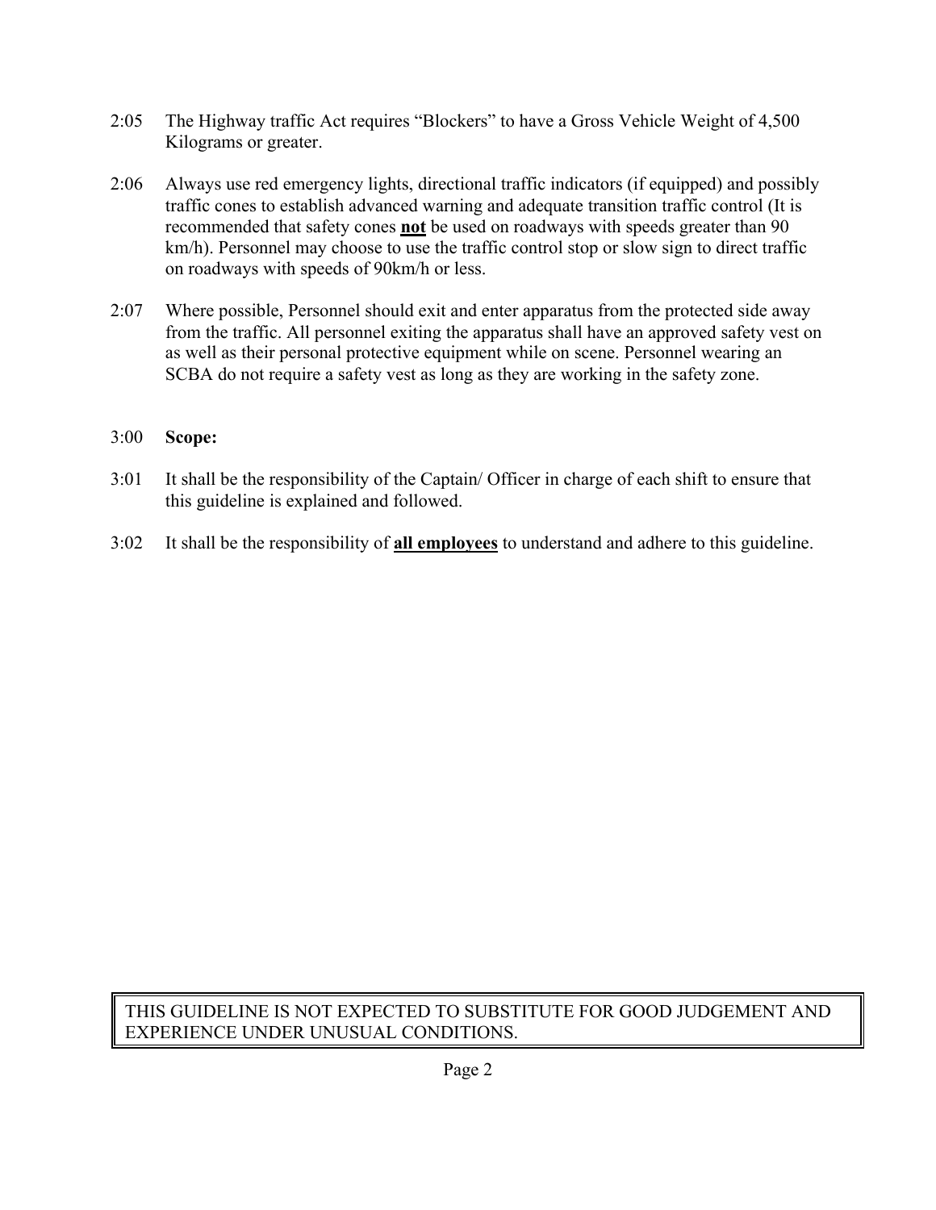2:05 The Highway traffic Act requires "Blockers" to have a Gross Vehicle Weight of 4,500 Kilograms or greater.

2:06 Always use red emergency lights, directional traffic indicators (if equipped) and possibly traffic cones to establish advanced warning and adequate transition traffic control (It is recommended that safety cones **not** be used on roadways with speeds greater than 90 km/h). Personnel may choose to use the traffic control stop or slow sign to direct traffic on roadways with speeds of 90km/h or less.

2:07 Where possible, Personnel should exit and enter apparatus from the protected side away from the traffic. All personnel exiting the apparatus shall have an approved safety vest on as well as their personal protective equipment while on scene. Personnel wearing an SCBA do not require a safety vest as long as they are working in the safety zone.

3:00 **Scope:**

3:01 It shall be the responsibility of the Captain/ Officer in charge of each shift to ensure that this guideline is explained and followed.

3:02 It shall be the responsibility of **all employees** to understand and adhere to this guideline.

THIS GUIDELINE IS NOT EXPECTED TO SUBSTITUTE FOR GOOD JUDGEMENT AND EXPERIENCE UNDER UNUSUAL CONDITIONS.